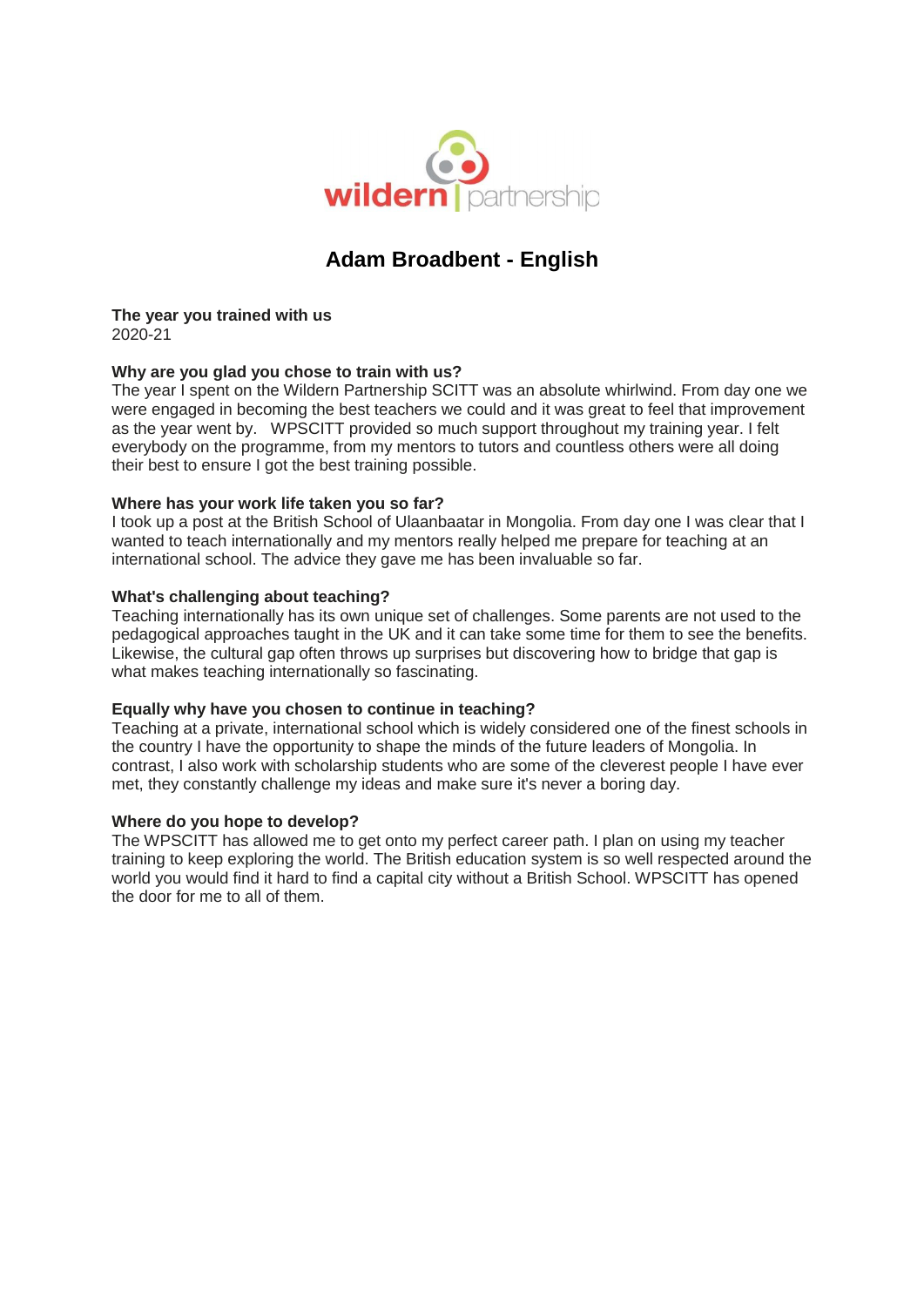# Adam Broadbent - English

**The year you trained with us**
2020-21

**Why are you glad you chose to train with us?**
The year I spent on the Wildern Partnership SCITT was an absolute whirlwind. From day one we were engaged in becoming the best teachers we could and it was great to feel that improvement as the year went by. WPSCITT provided so much support throughout my training year. I felt everybody on the programme, from my mentors to tutors and countless others were all doing their best to ensure I got the best training possible.

**Where has your work life taken you so far?**
I took up a post at the British School of Ulaanbaatar in Mongolia. From day one I was clear that I wanted to teach internationally and my mentors really helped me prepare for teaching at an international school. The advice they gave me has been invaluable so far.

**What's challenging about teaching?**
Teaching internationally has its own unique set of challenges. Some parents are not used to the pedagogical approaches taught in the UK and it can take some time for them to see the benefits. Likewise, the cultural gap often throws up surprises but discovering how to bridge that gap is what makes teaching internationally so fascinating.

**Equally why have you chosen to continue in teaching?**
Teaching at a private, international school which is widely considered one of the finest schools in the country I have the opportunity to shape the minds of the future leaders of Mongolia. In contrast, I also work with scholarship students who are some of the cleverest people I have ever met, they constantly challenge my ideas and make sure it's never a boring day.

**Where do you hope to develop?**
The WPSCITT has allowed me to get onto my perfect career path. I plan on using my teacher training to keep exploring the world. The British education system is so well respected around the world you would find it hard to find a capital city without a British School. WPSCITT has opened the door for me to all of them.